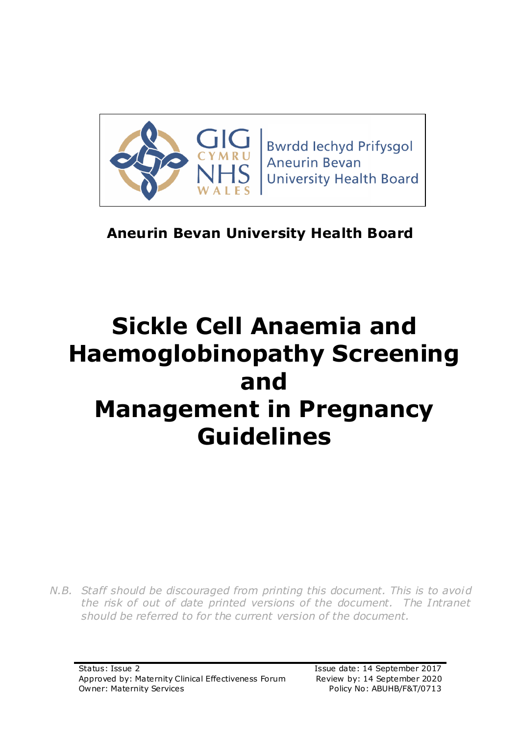Bwrdd Iechyd Prifysgol Aneurin Bevan University Health Board

**Aneurin Bevan University Health Board**

# Sickle Cell Anaemia and Haemoglobinopathy Screening and Management in Pregnancy Guidelines

*N.B. Staff should be discouraged from printing this document. This is to avoid the risk of out of date printed versions of the document. The Intranet should be referred to for the current version of the document.*

Status: Issue 2
Approved by: Maternity Clinical Effectiveness Forum
Owner: Maternity Services

Issue date: 14 September 2017
Review by: 14 September 2020
Policy No: ABUHB/F&T/0713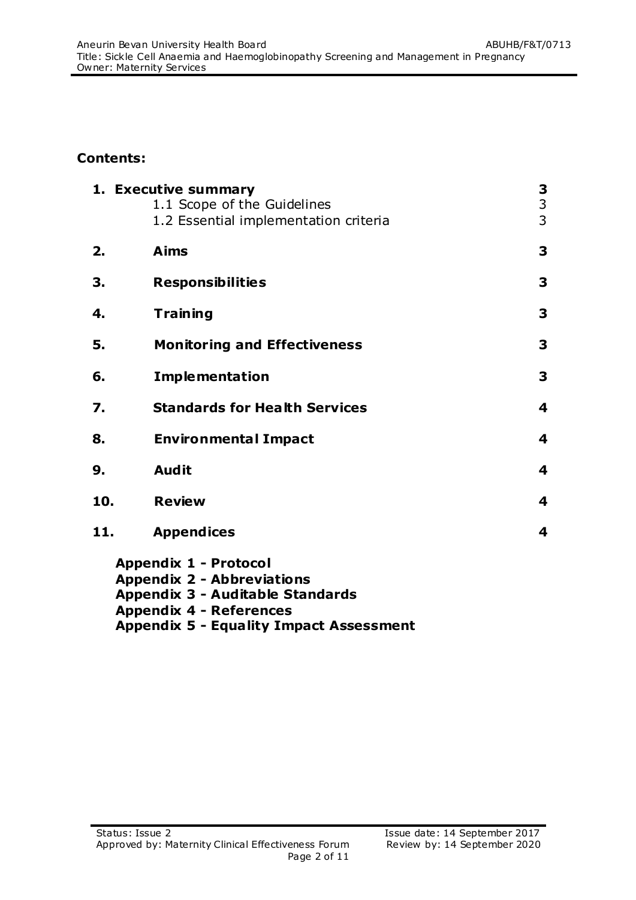## Contents:

| | | |
|---|---|---|
| **1.** | **Executive summary** | **3** |
| | 1.1 Scope of the Guidelines | 3 |
| | 1.2 Essential implementation criteria | 3 |
| **2.** | **Aims** | **3** |
| **3.** | **Responsibilities** | **3** |
| **4.** | **Training** | **3** |
| **5.** | **Monitoring and Effectiveness** | **3** |
| **6.** | **Implementation** | **3** |
| **7.** | **Standards for Health Services** | **4** |
| **8.** | **Environmental Impact** | **4** |
| **9.** | **Audit** | **4** |
| **10.** | **Review** | **4** |
| **11.** | **Appendices** | **4** |

**Appendix 1 - Protocol**
**Appendix 2 - Abbreviations**
**Appendix 3 - Auditable Standards**
**Appendix 4 - References**
**Appendix 5 - Equality Impact Assessment**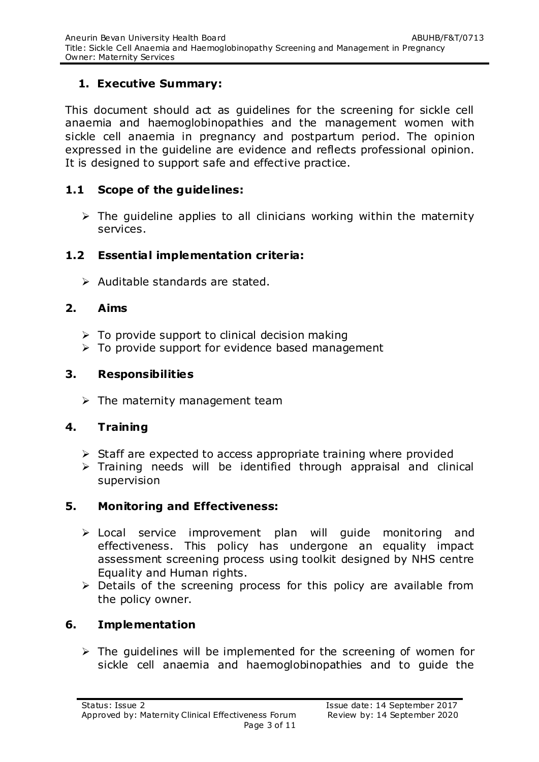## 1. Executive Summary:

This document should act as guidelines for the screening for sickle cell anaemia and haemoglobinopathies and the management women with sickle cell anaemia in pregnancy and postpartum period. The opinion expressed in the guideline are evidence and reflects professional opinion. It is designed to support safe and effective practice.

### 1.1 Scope of the guidelines:

- The guideline applies to all clinicians working within the maternity services.

### 1.2 Essential implementation criteria:

- Auditable standards are stated.

## 2. Aims

- To provide support to clinical decision making
- To provide support for evidence based management

## 3. Responsibilities

- The maternity management team

## 4. Training

- Staff are expected to access appropriate training where provided
- Training needs will be identified through appraisal and clinical supervision

## 5. Monitoring and Effectiveness:

- Local service improvement plan will guide monitoring and effectiveness. This policy has undergone an equality impact assessment screening process using toolkit designed by NHS centre Equality and Human rights.
- Details of the screening process for this policy are available from the policy owner.

## 6. Implementation

- The guidelines will be implemented for the screening of women for sickle cell anaemia and haemoglobinopathies and to guide the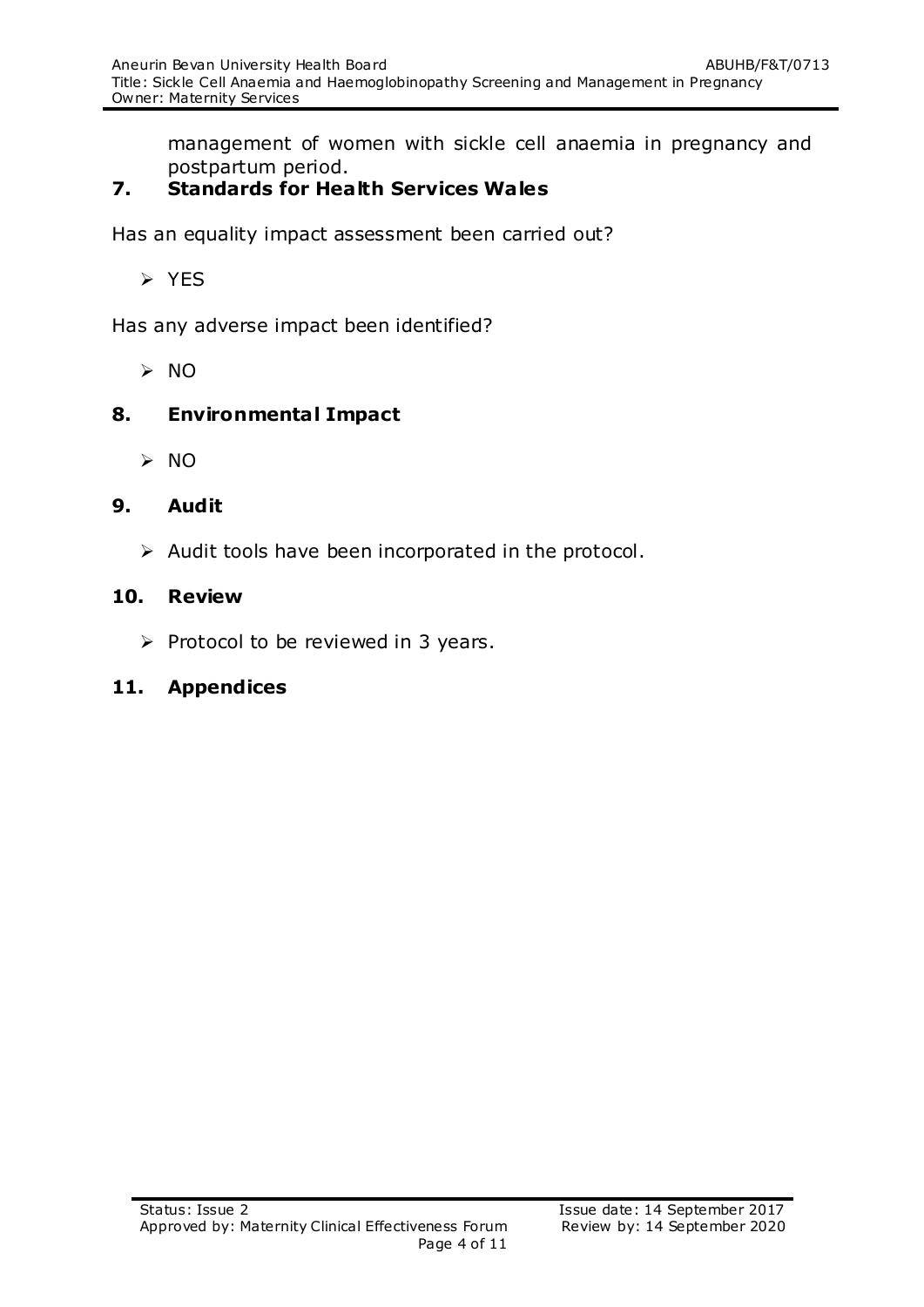management of women with sickle cell anaemia in pregnancy and postpartum period.

## 7. Standards for Health Services Wales

Has an equality impact assessment been carried out?

- YES

Has any adverse impact been identified?

- NO

## 8. Environmental Impact

- NO

## 9. Audit

- Audit tools have been incorporated in the protocol.

## 10. Review

- Protocol to be reviewed in 3 years.

## 11. Appendices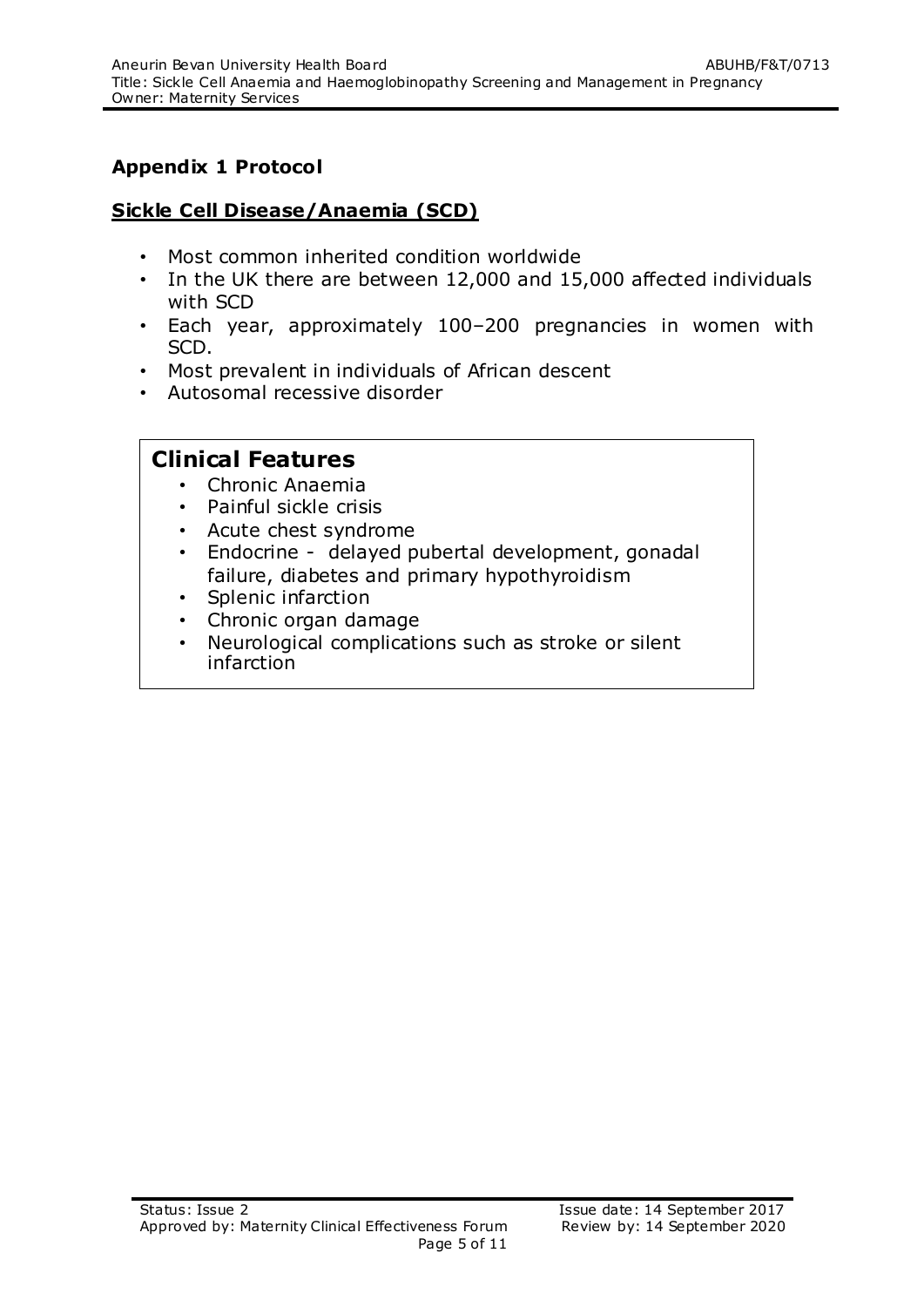## Appendix 1 Protocol

### Sickle Cell Disease/Anaemia (SCD)

- Most common inherited condition worldwide
- In the UK there are between 12,000 and 15,000 affected individuals with SCD
- Each year, approximately 100–200 pregnancies in women with SCD.
- Most prevalent in individuals of African descent
- Autosomal recessive disorder

### Clinical Features

- Chronic Anaemia
- Painful sickle crisis
- Acute chest syndrome
- Endocrine - delayed pubertal development, gonadal failure, diabetes and primary hypothyroidism
- Splenic infarction
- Chronic organ damage
- Neurological complications such as stroke or silent infarction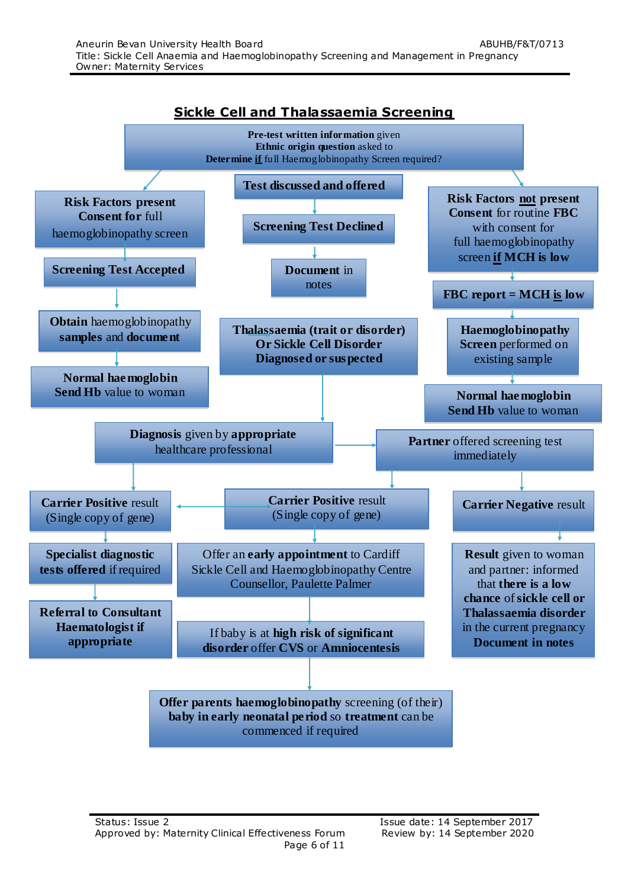## Sickle Cell and Thalassaemia Screening

**Pre-test written information** given
**Ethnic origin question** asked to
**Determine if** full Haemoglobinopathy Screen required?

**Risk Factors present**
**Consent for** full haemoglobinopathy screen

**Screening Test Accepted**

**Obtain** haemoglobinopathy **samples** and **document**

**Normal haemoglobin**
**Send Hb** value to woman

**Test discussed and offered**

**Screening Test Declined**

**Document** in notes

**Risk Factors not present**
**Consent** for routine **FBC** with consent for full haemoglobinopathy screen **if MCH is low**

**FBC report = MCH is low**

**Haemoglobinopathy Screen** performed on existing sample

**Normal haemoglobin**
**Send Hb** value to woman

**Thalassaemia (trait or disorder)**
**Or Sickle Cell Disorder**
**Diagnosed or suspected**

**Diagnosis** given by **appropriate** healthcare professional

**Partner** offered screening test immediately

**Carrier Positive** result
(Single copy of gene)

**Specialist diagnostic tests offered** if required

**Referral to Consultant Haematologist if appropriate**

**Carrier Positive** result
(Single copy of gene)

Offer an **early appointment** to Cardiff Sickle Cell and Haemoglobinopathy Centre Counsellor, Paulette Palmer

If baby is at **high risk of significant disorder** offer **CVS** or **Amniocentesis**

**Offer parents haemoglobinopathy** screening (of their) **baby in early neonatal period** so **treatment** can be commenced if required

**Carrier Negative** result

**Result** given to woman and partner: informed that **there is a low chance** of **sickle cell or Thalassaemia disorder** in the current pregnancy
**Document in notes**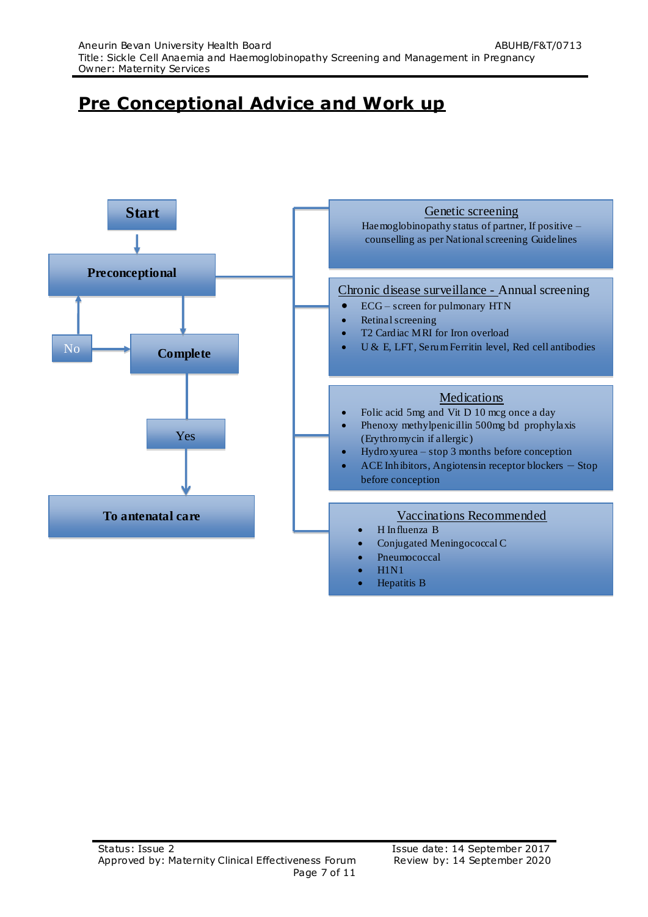# Pre Conceptional Advice and Work up

**Start**

**Preconceptional**

**Complete**

No → back to Preconceptional

Yes

**To antenatal care**

### Genetic screening

Haemoglobinopathy status of partner, If positive – counselling as per National screening Guidelines

### Chronic disease surveillance - Annual screening

- ECG – screen for pulmonary HTN
- Retinal screening
- T2 Cardiac MRI for Iron overload
- U & E, LFT, Serum Ferritin level, Red cell antibodies

### Medications

- Folic acid 5mg and Vit D 10 mcg once a day
- Phenoxy methylpenicillin 500mg bd prophylaxis (Erythromycin if allergic)
- Hydroxyurea – stop 3 months before conception
- ACE Inhibitors, Angiotensin receptor blockers – Stop before conception

### Vaccinations Recommended

- H Influenza B
- Conjugated Meningococcal C
- Pneumococcal
- H1N1
- Hepatitis B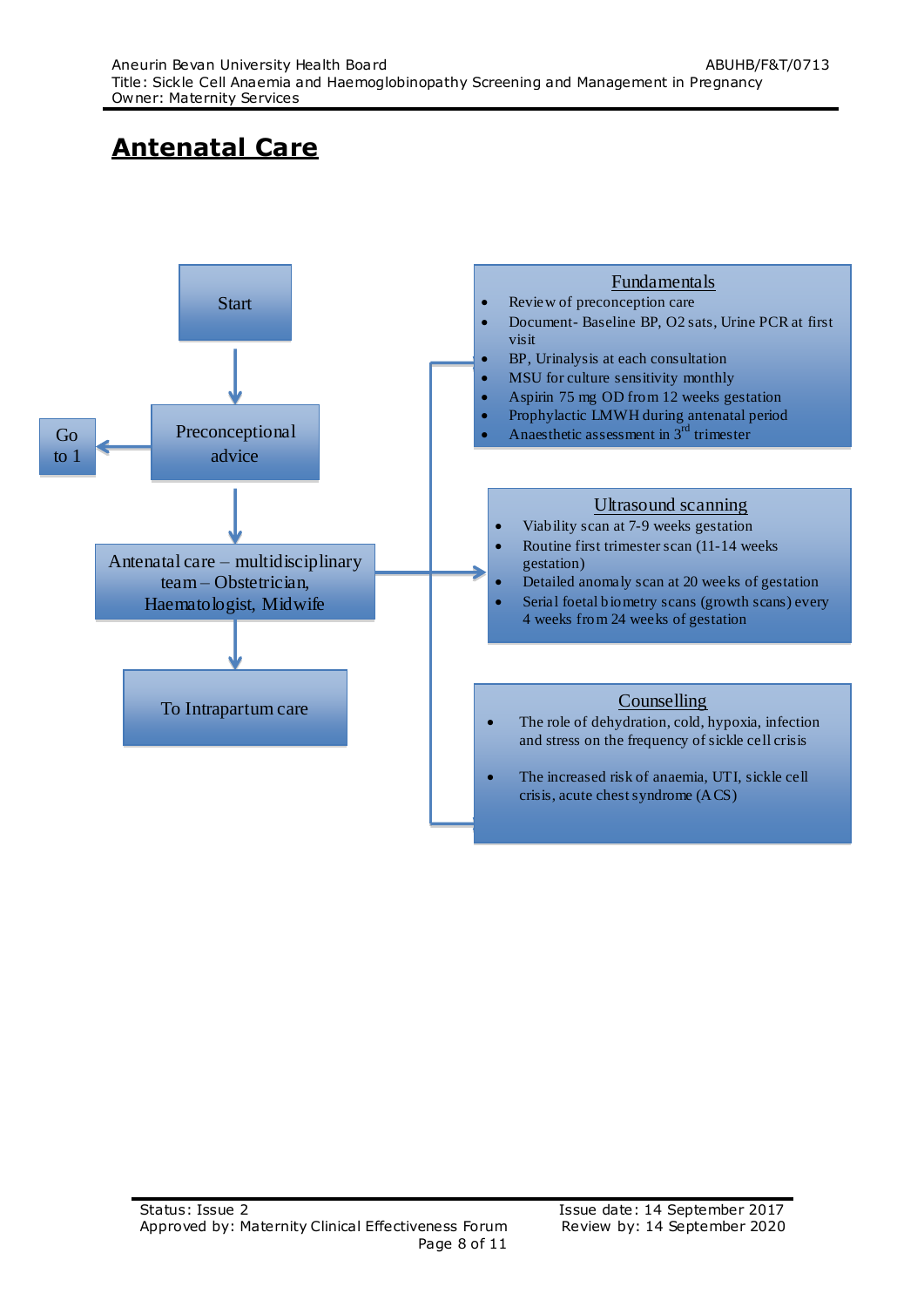## Antenatal Care

Start

↓

Preconceptional advice → Go to 1

↓

Antenatal care – multidisciplinary team – Obstetrician, Haematologist, Midwife

↓

To Intrapartum care

**Fundamentals**

- Review of preconception care
- Document- Baseline BP, O2 sats, Urine PCR at first visit
- BP, Urinalysis at each consultation
- MSU for culture sensitivity monthly
- Aspirin 75 mg OD from 12 weeks gestation
- Prophylactic LMWH during antenatal period
- Anaesthetic assessment in 3rd trimester

**Ultrasound scanning**

- Viability scan at 7-9 weeks gestation
- Routine first trimester scan (11-14 weeks gestation)
- Detailed anomaly scan at 20 weeks of gestation
- Serial foetal biometry scans (growth scans) every 4 weeks from 24 weeks of gestation

**Counselling**

- The role of dehydration, cold, hypoxia, infection and stress on the frequency of sickle cell crisis
- The increased risk of anaemia, UTI, sickle cell crisis, acute chest syndrome (ACS)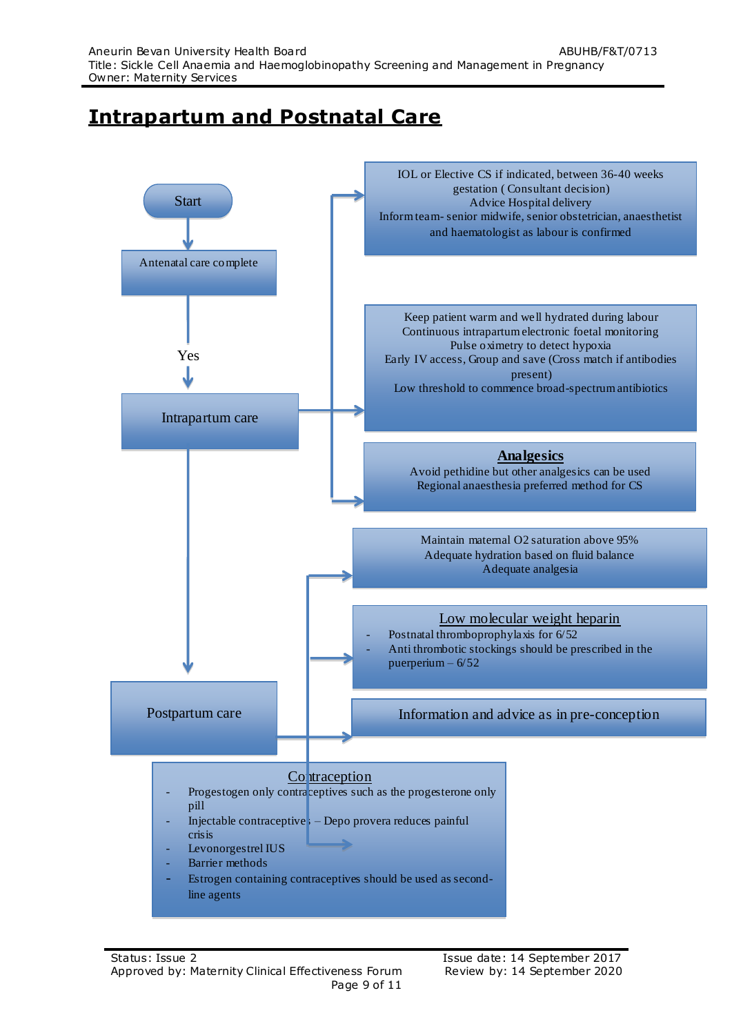# Intrapartum and Postnatal Care

Start

Antenatal care complete

Yes

**Intrapartum care**

- IOL or Elective CS if indicated, between 36-40 weeks gestation ( Consultant decision)
  Advice Hospital delivery
  Inform team- senior midwife, senior obstetrician, anaesthetist and haematologist as labour is confirmed

- Keep patient warm and well hydrated during labour
  Continuous intrapartum electronic foetal monitoring
  Pulse oximetry to detect hypoxia
  Early IV access, Group and save (Cross match if antibodies present)
  Low threshold to commence broad-spectrum antibiotics

- **Analgesics**
  Avoid pethidine but other analgesics can be used
  Regional anaesthesia preferred method for CS

**Postpartum care**

- Maintain maternal O2 saturation above 95%
  Adequate hydration based on fluid balance
  Adequate analgesia

- Low molecular weight heparin
  - Postnatal thromboprophylaxis for 6/52
  - Anti thrombotic stockings should be prescribed in the puerperium – 6/52

- Information and advice as in pre-conception

- Contraception
  - Progestogen only contraceptives such as the progesterone only pill
  - Injectable contraceptives – Depo provera reduces painful crisis
  - Levonorgestrel IUS
  - Barrier methods
  - Estrogen containing contraceptives should be used as second-line agents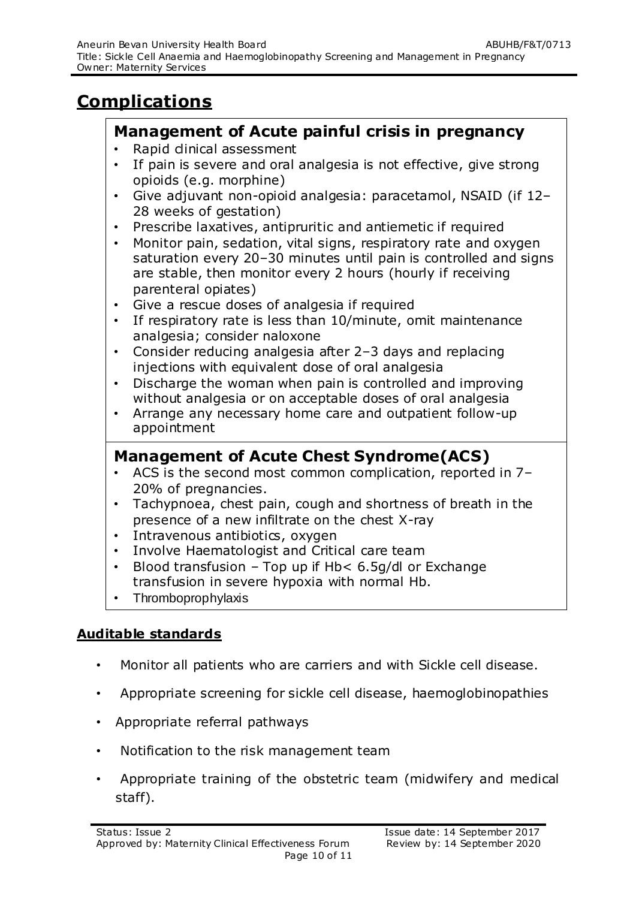# Complications

## Management of Acute painful crisis in pregnancy

- Rapid clinical assessment
- If pain is severe and oral analgesia is not effective, give strong opioids (e.g. morphine)
- Give adjuvant non-opioid analgesia: paracetamol, NSAID (if 12–28 weeks of gestation)
- Prescribe laxatives, antipruritic and antiemetic if required
- Monitor pain, sedation, vital signs, respiratory rate and oxygen saturation every 20–30 minutes until pain is controlled and signs are stable, then monitor every 2 hours (hourly if receiving parenteral opiates)
- Give a rescue doses of analgesia if required
- If respiratory rate is less than 10/minute, omit maintenance analgesia; consider naloxone
- Consider reducing analgesia after 2–3 days and replacing injections with equivalent dose of oral analgesia
- Discharge the woman when pain is controlled and improving without analgesia or on acceptable doses of oral analgesia
- Arrange any necessary home care and outpatient follow-up appointment

## Management of Acute Chest Syndrome(ACS)

- ACS is the second most common complication, reported in 7–20% of pregnancies.
- Tachypnoea, chest pain, cough and shortness of breath in the presence of a new infiltrate on the chest X-ray
- Intravenous antibiotics, oxygen
- Involve Haematologist and Critical care team
- Blood transfusion – Top up if Hb< 6.5g/dl or Exchange transfusion in severe hypoxia with normal Hb.
- Thromboprophylaxis

### Auditable standards

- Monitor all patients who are carriers and with Sickle cell disease.
- Appropriate screening for sickle cell disease, haemoglobinopathies
- Appropriate referral pathways
- Notification to the risk management team
- Appropriate training of the obstetric team (midwifery and medical staff).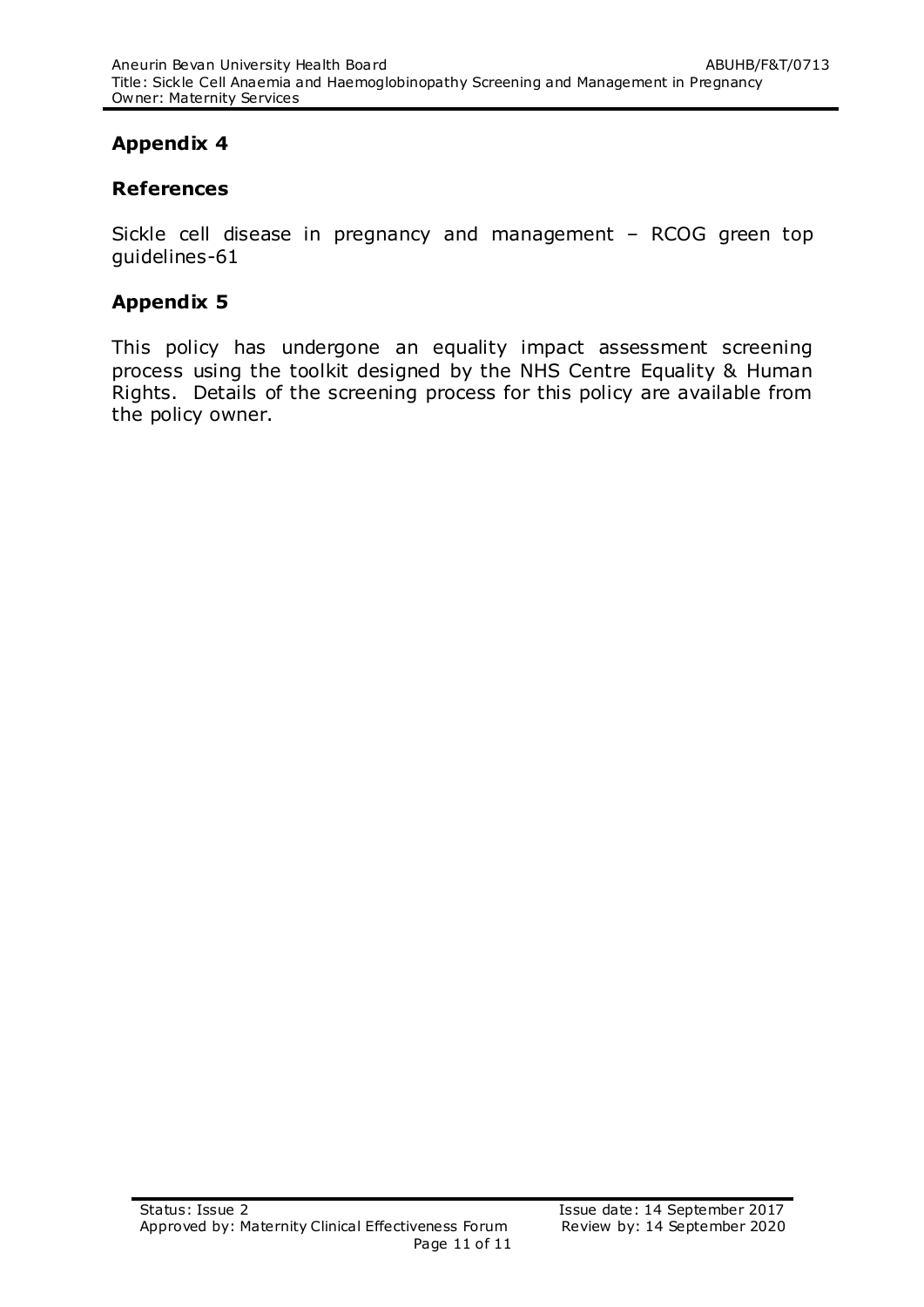## Appendix 4

## References

Sickle cell disease in pregnancy and management – RCOG green top guidelines-61

## Appendix 5

This policy has undergone an equality impact assessment screening process using the toolkit designed by the NHS Centre Equality & Human Rights. Details of the screening process for this policy are available from the policy owner.